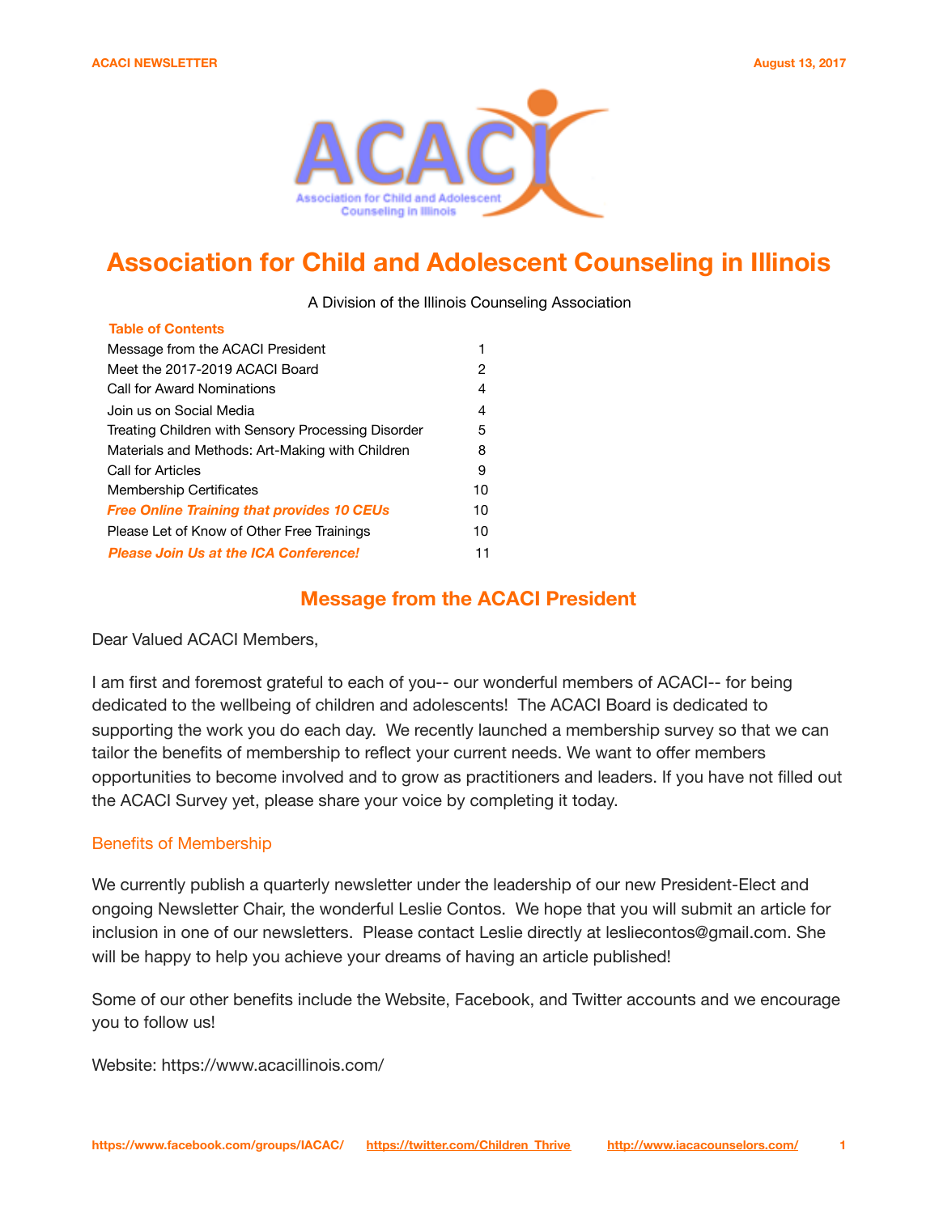# Association for Child and Adolescent Counseling in Illinois

A Division of the Illinois Counseling Association

**Table of Contents**

| | |
|---|---|
| Message from the ACACI President | 1 |
| Meet the 2017-2019 ACACI Board | 2 |
| Call for Award Nominations | 4 |
| Join us on Social Media | 4 |
| Treating Children with Sensory Processing Disorder | 5 |
| Materials and Methods: Art-Making with Children | 8 |
| Call for Articles | 9 |
| Membership Certificates | 10 |
| ***Free Online Training that provides 10 CEUs*** | 10 |
| Please Let of Know of Other Free Trainings | 10 |
| ***Please Join Us at the ICA Conference!*** | 11 |

## Message from the ACACI President

Dear Valued ACACI Members,

I am first and foremost grateful to each of you-- our wonderful members of ACACI-- for being dedicated to the wellbeing of children and adolescents! The ACACI Board is dedicated to supporting the work you do each day. We recently launched a membership survey so that we can tailor the benefits of membership to reflect your current needs. We want to offer members opportunities to become involved and to grow as practitioners and leaders. If you have not filled out the ACACI Survey yet, please share your voice by completing it today.

### Benefits of Membership

We currently publish a quarterly newsletter under the leadership of our new President-Elect and ongoing Newsletter Chair, the wonderful Leslie Contos. We hope that you will submit an article for inclusion in one of our newsletters. Please contact Leslie directly at lesliecontos@gmail.com. She will be happy to help you achieve your dreams of having an article published!

Some of our other benefits include the Website, Facebook, and Twitter accounts and we encourage you to follow us!

Website: https://www.acacillinois.com/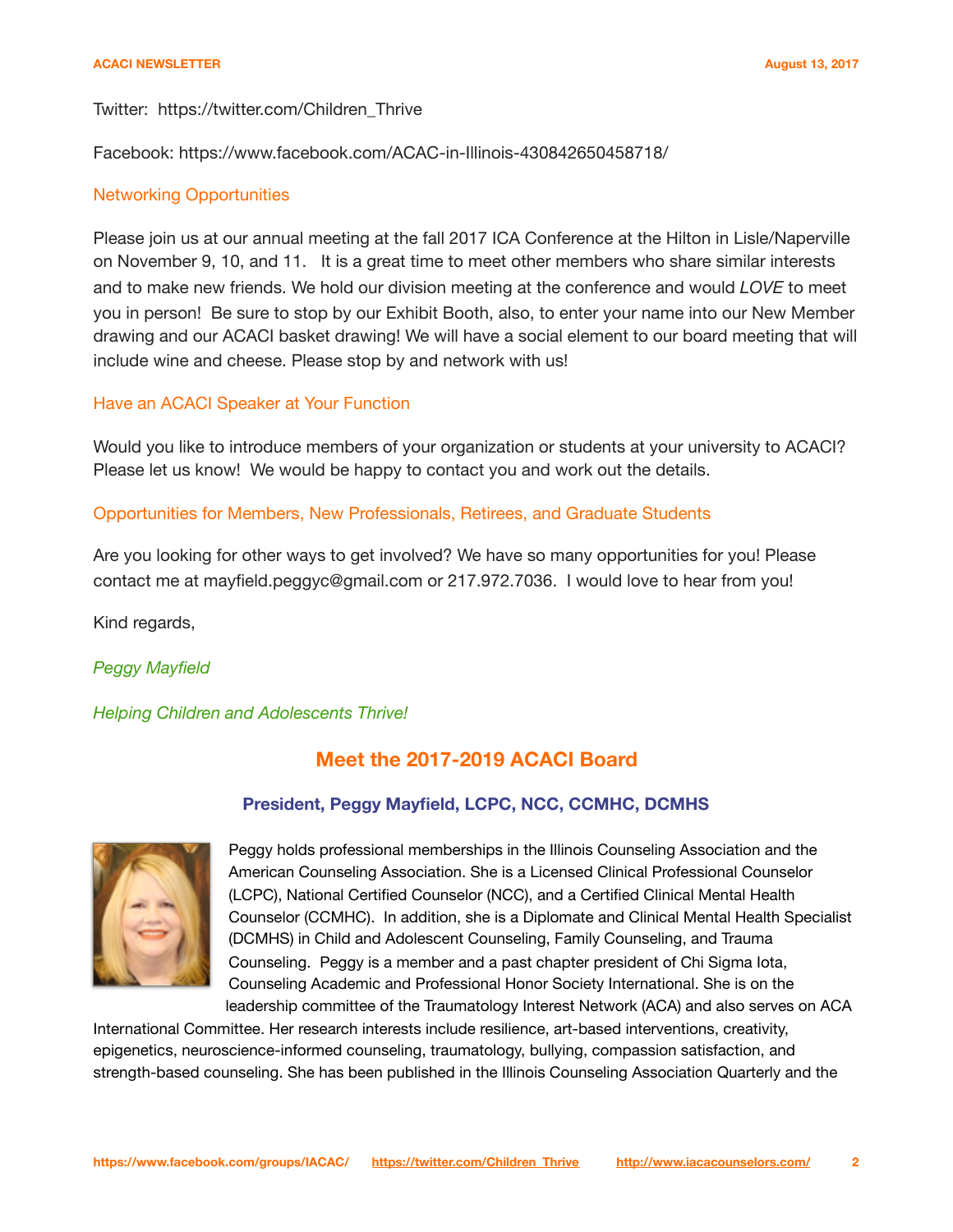Twitter: https://twitter.com/Children_Thrive

Facebook: https://www.facebook.com/ACAC-in-Illinois-430842650458718/

### Networking Opportunities

Please join us at our annual meeting at the fall 2017 ICA Conference at the Hilton in Lisle/Naperville on November 9, 10, and 11. It is a great time to meet other members who share similar interests and to make new friends. We hold our division meeting at the conference and would *LOVE* to meet you in person! Be sure to stop by our Exhibit Booth, also, to enter your name into our New Member drawing and our ACACI basket drawing! We will have a social element to our board meeting that will include wine and cheese. Please stop by and network with us!

### Have an ACACI Speaker at Your Function

Would you like to introduce members of your organization or students at your university to ACACI? Please let us know! We would be happy to contact you and work out the details.

### Opportunities for Members, New Professionals, Retirees, and Graduate Students

Are you looking for other ways to get involved? We have so many opportunities for you! Please contact me at mayfield.peggyc@gmail.com or 217.972.7036. I would love to hear from you!

Kind regards,

*Peggy Mayfield*

*Helping Children and Adolescents Thrive!*

## Meet the 2017-2019 ACACI Board

### President, Peggy Mayfield, LCPC, NCC, CCMHC, DCMHS

Peggy holds professional memberships in the Illinois Counseling Association and the American Counseling Association. She is a Licensed Clinical Professional Counselor (LCPC), National Certified Counselor (NCC), and a Certified Clinical Mental Health Counselor (CCMHC). In addition, she is a Diplomate and Clinical Mental Health Specialist (DCMHS) in Child and Adolescent Counseling, Family Counseling, and Trauma Counseling. Peggy is a member and a past chapter president of Chi Sigma Iota, Counseling Academic and Professional Honor Society International. She is on the leadership committee of the Traumatology Interest Network (ACA) and also serves on ACA International Committee. Her research interests include resilience, art-based interventions, creativity, epigenetics, neuroscience-informed counseling, traumatology, bullying, compassion satisfaction, and strength-based counseling. She has been published in the Illinois Counseling Association Quarterly and the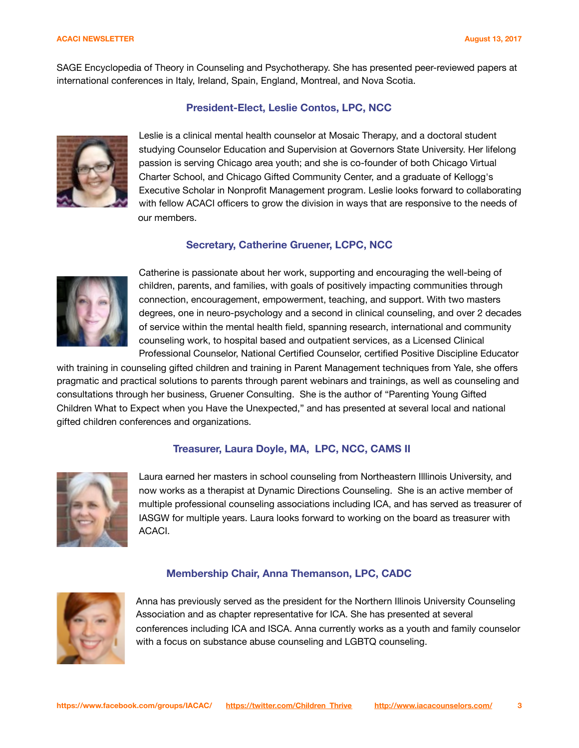SAGE Encyclopedia of Theory in Counseling and Psychotherapy. She has presented peer-reviewed papers at international conferences in Italy, Ireland, Spain, England, Montreal, and Nova Scotia.

### President-Elect, Leslie Contos, LPC, NCC

Leslie is a clinical mental health counselor at Mosaic Therapy, and a doctoral student studying Counselor Education and Supervision at Governors State University. Her lifelong passion is serving Chicago area youth; and she is co-founder of both Chicago Virtual Charter School, and Chicago Gifted Community Center, and a graduate of Kellogg's Executive Scholar in Nonprofit Management program. Leslie looks forward to collaborating with fellow ACACI officers to grow the division in ways that are responsive to the needs of our members.

### Secretary, Catherine Gruener, LCPC, NCC

Catherine is passionate about her work, supporting and encouraging the well-being of children, parents, and families, with goals of positively impacting communities through connection, encouragement, empowerment, teaching, and support. With two masters degrees, one in neuro-psychology and a second in clinical counseling, and over 2 decades of service within the mental health field, spanning research, international and community counseling work, to hospital based and outpatient services, as a Licensed Clinical Professional Counselor, National Certified Counselor, certified Positive Discipline Educator with training in counseling gifted children and training in Parent Management techniques from Yale, she offers pragmatic and practical solutions to parents through parent webinars and trainings, as well as counseling and consultations through her business, Gruener Consulting. She is the author of "Parenting Young Gifted Children What to Expect when you Have the Unexpected," and has presented at several local and national gifted children conferences and organizations.

### Treasurer, Laura Doyle, MA, LPC, NCC, CAMS II

Laura earned her masters in school counseling from Northeastern Illlinois University, and now works as a therapist at Dynamic Directions Counseling. She is an active member of multiple professional counseling associations including ICA, and has served as treasurer of IASGW for multiple years. Laura looks forward to working on the board as treasurer with ACACI.

### Membership Chair, Anna Themanson, LPC, CADC

Anna has previously served as the president for the Northern Illinois University Counseling Association and as chapter representative for ICA. She has presented at several conferences including ICA and ISCA. Anna currently works as a youth and family counselor with a focus on substance abuse counseling and LGBTQ counseling.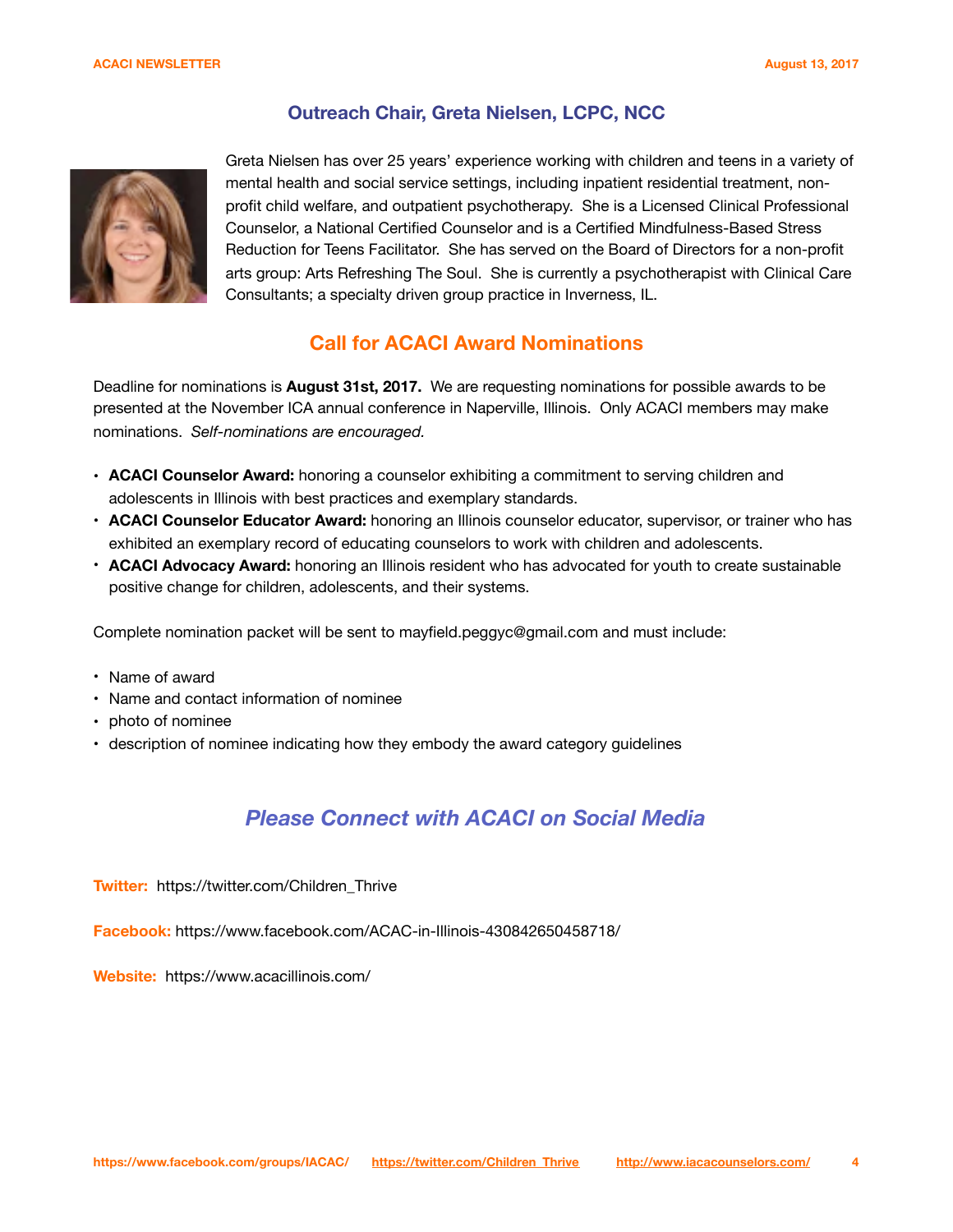## Outreach Chair, Greta Nielsen, LCPC, NCC

Greta Nielsen has over 25 years' experience working with children and teens in a variety of mental health and social service settings, including inpatient residential treatment, non-profit child welfare, and outpatient psychotherapy. She is a Licensed Clinical Professional Counselor, a National Certified Counselor and is a Certified Mindfulness-Based Stress Reduction for Teens Facilitator. She has served on the Board of Directors for a non-profit arts group: Arts Refreshing The Soul. She is currently a psychotherapist with Clinical Care Consultants; a specialty driven group practice in Inverness, IL.

## Call for ACACI Award Nominations

Deadline for nominations is **August 31st, 2017.** We are requesting nominations for possible awards to be presented at the November ICA annual conference in Naperville, Illinois. Only ACACI members may make nominations. *Self-nominations are encouraged.*

- **ACACI Counselor Award:** honoring a counselor exhibiting a commitment to serving children and adolescents in Illinois with best practices and exemplary standards.
- **ACACI Counselor Educator Award:** honoring an Illinois counselor educator, supervisor, or trainer who has exhibited an exemplary record of educating counselors to work with children and adolescents.
- **ACACI Advocacy Award:** honoring an Illinois resident who has advocated for youth to create sustainable positive change for children, adolescents, and their systems.

Complete nomination packet will be sent to mayfield.peggyc@gmail.com and must include:

- Name of award
- Name and contact information of nominee
- photo of nominee
- description of nominee indicating how they embody the award category guidelines

## *Please Connect with ACACI on Social Media*

**Twitter:** https://twitter.com/Children_Thrive

**Facebook:** https://www.facebook.com/ACAC-in-Illinois-430842650458718/

**Website:** https://www.acacillinois.com/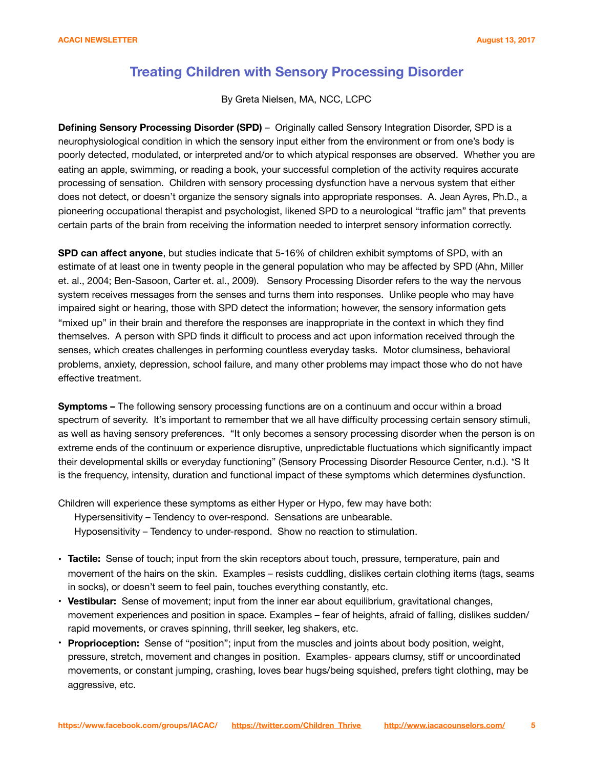# Treating Children with Sensory Processing Disorder

By Greta Nielsen, MA, NCC, LCPC

**Defining Sensory Processing Disorder (SPD)** – Originally called Sensory Integration Disorder, SPD is a neurophysiological condition in which the sensory input either from the environment or from one's body is poorly detected, modulated, or interpreted and/or to which atypical responses are observed. Whether you are eating an apple, swimming, or reading a book, your successful completion of the activity requires accurate processing of sensation. Children with sensory processing dysfunction have a nervous system that either does not detect, or doesn't organize the sensory signals into appropriate responses. A. Jean Ayres, Ph.D., a pioneering occupational therapist and psychologist, likened SPD to a neurological "traffic jam" that prevents certain parts of the brain from receiving the information needed to interpret sensory information correctly.

**SPD can affect anyone**, but studies indicate that 5-16% of children exhibit symptoms of SPD, with an estimate of at least one in twenty people in the general population who may be affected by SPD (Ahn, Miller et. al., 2004; Ben-Sasoon, Carter et. al., 2009). Sensory Processing Disorder refers to the way the nervous system receives messages from the senses and turns them into responses. Unlike people who may have impaired sight or hearing, those with SPD detect the information; however, the sensory information gets "mixed up" in their brain and therefore the responses are inappropriate in the context in which they find themselves. A person with SPD finds it difficult to process and act upon information received through the senses, which creates challenges in performing countless everyday tasks. Motor clumsiness, behavioral problems, anxiety, depression, school failure, and many other problems may impact those who do not have effective treatment.

**Symptoms –** The following sensory processing functions are on a continuum and occur within a broad spectrum of severity. It's important to remember that we all have difficulty processing certain sensory stimuli, as well as having sensory preferences. "It only becomes a sensory processing disorder when the person is on extreme ends of the continuum or experience disruptive, unpredictable fluctuations which significantly impact their developmental skills or everyday functioning" (Sensory Processing Disorder Resource Center, n.d.). *S It is the frequency, intensity, duration and functional impact of these symptoms which determines dysfunction.

Children will experience these symptoms as either Hyper or Hypo, few may have both:

Hypersensitivity – Tendency to over-respond. Sensations are unbearable.
Hyposensitivity – Tendency to under-respond. Show no reaction to stimulation.

- **Tactile:** Sense of touch; input from the skin receptors about touch, pressure, temperature, pain and movement of the hairs on the skin. Examples – resists cuddling, dislikes certain clothing items (tags, seams in socks), or doesn't seem to feel pain, touches everything constantly, etc.
- **Vestibular:** Sense of movement; input from the inner ear about equilibrium, gravitational changes, movement experiences and position in space. Examples – fear of heights, afraid of falling, dislikes sudden/ rapid movements, or craves spinning, thrill seeker, leg shakers, etc.
- **Proprioception:** Sense of "position"; input from the muscles and joints about body position, weight, pressure, stretch, movement and changes in position. Examples- appears clumsy, stiff or uncoordinated movements, or constant jumping, crashing, loves bear hugs/being squished, prefers tight clothing, may be aggressive, etc.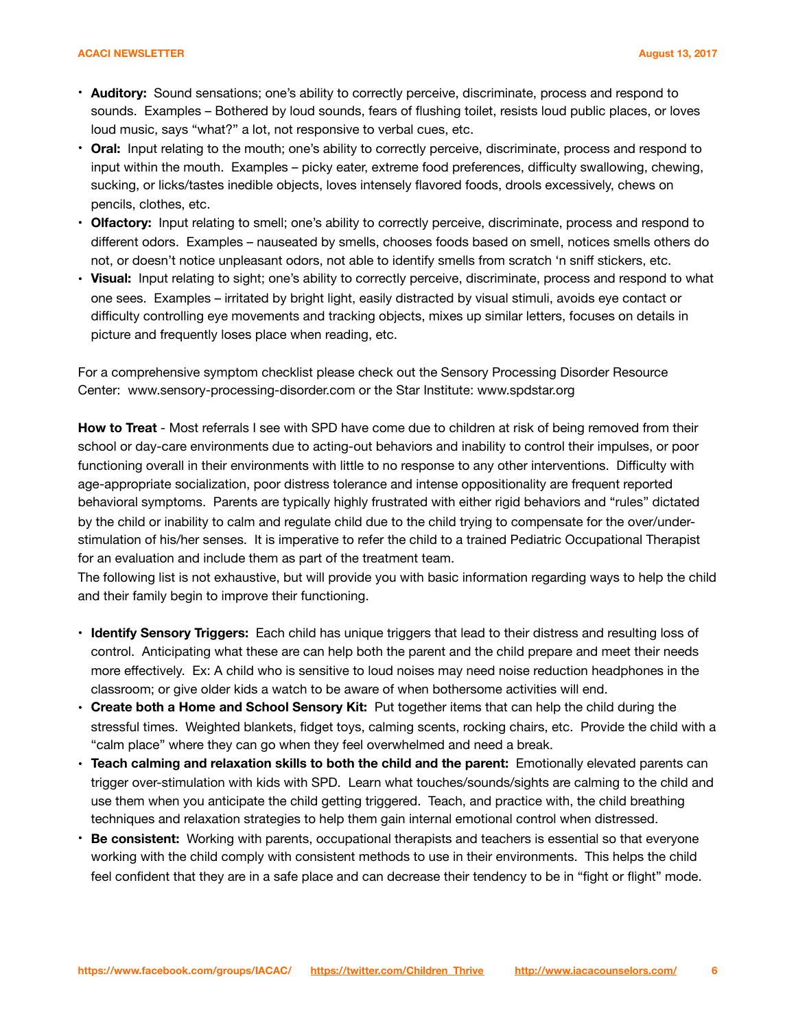- **Auditory:** Sound sensations; one's ability to correctly perceive, discriminate, process and respond to sounds. Examples – Bothered by loud sounds, fears of flushing toilet, resists loud public places, or loves loud music, says "what?" a lot, not responsive to verbal cues, etc.
- **Oral:** Input relating to the mouth; one's ability to correctly perceive, discriminate, process and respond to input within the mouth. Examples – picky eater, extreme food preferences, difficulty swallowing, chewing, sucking, or licks/tastes inedible objects, loves intensely flavored foods, drools excessively, chews on pencils, clothes, etc.
- **Olfactory:** Input relating to smell; one's ability to correctly perceive, discriminate, process and respond to different odors. Examples – nauseated by smells, chooses foods based on smell, notices smells others do not, or doesn't notice unpleasant odors, not able to identify smells from scratch 'n sniff stickers, etc.
- **Visual:** Input relating to sight; one's ability to correctly perceive, discriminate, process and respond to what one sees. Examples – irritated by bright light, easily distracted by visual stimuli, avoids eye contact or difficulty controlling eye movements and tracking objects, mixes up similar letters, focuses on details in picture and frequently loses place when reading, etc.

For a comprehensive symptom checklist please check out the Sensory Processing Disorder Resource Center: www.sensory-processing-disorder.com or the Star Institute: www.spdstar.org

**How to Treat** - Most referrals I see with SPD have come due to children at risk of being removed from their school or day-care environments due to acting-out behaviors and inability to control their impulses, or poor functioning overall in their environments with little to no response to any other interventions. Difficulty with age-appropriate socialization, poor distress tolerance and intense oppositionality are frequent reported behavioral symptoms. Parents are typically highly frustrated with either rigid behaviors and "rules" dictated by the child or inability to calm and regulate child due to the child trying to compensate for the over/under-stimulation of his/her senses. It is imperative to refer the child to a trained Pediatric Occupational Therapist for an evaluation and include them as part of the treatment team.

The following list is not exhaustive, but will provide you with basic information regarding ways to help the child and their family begin to improve their functioning.

- **Identify Sensory Triggers:** Each child has unique triggers that lead to their distress and resulting loss of control. Anticipating what these are can help both the parent and the child prepare and meet their needs more effectively. Ex: A child who is sensitive to loud noises may need noise reduction headphones in the classroom; or give older kids a watch to be aware of when bothersome activities will end.
- **Create both a Home and School Sensory Kit:** Put together items that can help the child during the stressful times. Weighted blankets, fidget toys, calming scents, rocking chairs, etc. Provide the child with a "calm place" where they can go when they feel overwhelmed and need a break.
- **Teach calming and relaxation skills to both the child and the parent:** Emotionally elevated parents can trigger over-stimulation with kids with SPD. Learn what touches/sounds/sights are calming to the child and use them when you anticipate the child getting triggered. Teach, and practice with, the child breathing techniques and relaxation strategies to help them gain internal emotional control when distressed.
- **Be consistent:** Working with parents, occupational therapists and teachers is essential so that everyone working with the child comply with consistent methods to use in their environments. This helps the child feel confident that they are in a safe place and can decrease their tendency to be in "fight or flight" mode.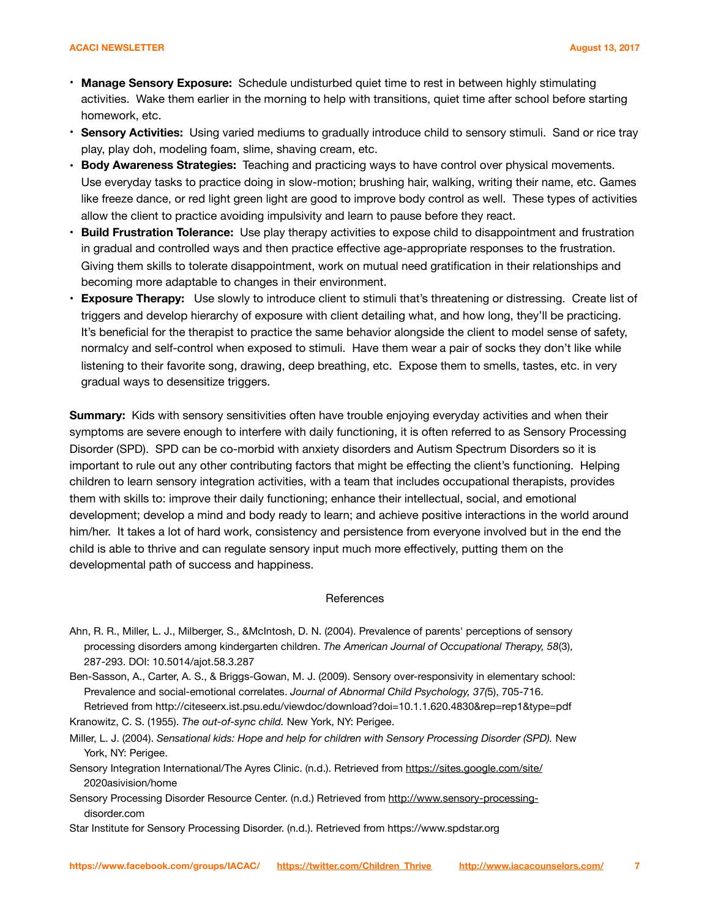- **Manage Sensory Exposure:** Schedule undisturbed quiet time to rest in between highly stimulating activities. Wake them earlier in the morning to help with transitions, quiet time after school before starting homework, etc.
- **Sensory Activities:** Using varied mediums to gradually introduce child to sensory stimuli. Sand or rice tray play, play doh, modeling foam, slime, shaving cream, etc.
- **Body Awareness Strategies:** Teaching and practicing ways to have control over physical movements. Use everyday tasks to practice doing in slow-motion; brushing hair, walking, writing their name, etc. Games like freeze dance, or red light green light are good to improve body control as well. These types of activities allow the client to practice avoiding impulsivity and learn to pause before they react.
- **Build Frustration Tolerance:** Use play therapy activities to expose child to disappointment and frustration in gradual and controlled ways and then practice effective age-appropriate responses to the frustration. Giving them skills to tolerate disappointment, work on mutual need gratification in their relationships and becoming more adaptable to changes in their environment.
- **Exposure Therapy:** Use slowly to introduce client to stimuli that's threatening or distressing. Create list of triggers and develop hierarchy of exposure with client detailing what, and how long, they'll be practicing. It's beneficial for the therapist to practice the same behavior alongside the client to model sense of safety, normalcy and self-control when exposed to stimuli. Have them wear a pair of socks they don't like while listening to their favorite song, drawing, deep breathing, etc. Expose them to smells, tastes, etc. in very gradual ways to desensitize triggers.

**Summary:** Kids with sensory sensitivities often have trouble enjoying everyday activities and when their symptoms are severe enough to interfere with daily functioning, it is often referred to as Sensory Processing Disorder (SPD). SPD can be co-morbid with anxiety disorders and Autism Spectrum Disorders so it is important to rule out any other contributing factors that might be effecting the client's functioning. Helping children to learn sensory integration activities, with a team that includes occupational therapists, provides them with skills to: improve their daily functioning; enhance their intellectual, social, and emotional development; develop a mind and body ready to learn; and achieve positive interactions in the world around him/her. It takes a lot of hard work, consistency and persistence from everyone involved but in the end the child is able to thrive and can regulate sensory input much more effectively, putting them on the developmental path of success and happiness.

## References

Ahn, R. R., Miller, L. J., Milberger, S., &McIntosh, D. N. (2004). Prevalence of parents' perceptions of sensory processing disorders among kindergarten children. *The American Journal of Occupational Therapy, 58*(3), 287-293. DOI: 10.5014/ajot.58.3.287

Ben-Sasson, A., Carter, A. S., & Briggs-Gowan, M. J. (2009). Sensory over-responsivity in elementary school: Prevalence and social-emotional correlates. *Journal of Abnormal Child Psychology, 37(*5), 705-716. Retrieved from http://citeseerx.ist.psu.edu/viewdoc/download?doi=10.1.1.620.4830&rep=rep1&type=pdf

Kranowitz, C. S. (1955). *The out-of-sync child.* New York, NY: Perigee.

Miller, L. J. (2004). *Sensational kids: Hope and help for children with Sensory Processing Disorder (SPD).* New York, NY: Perigee.

Sensory Integration International/The Ayres Clinic. (n.d.). Retrieved from https://sites.google.com/site/2020asivision/home

Sensory Processing Disorder Resource Center. (n.d.) Retrieved from http://www.sensory-processing-disorder.com

Star Institute for Sensory Processing Disorder. (n.d.). Retrieved from https://www.spdstar.org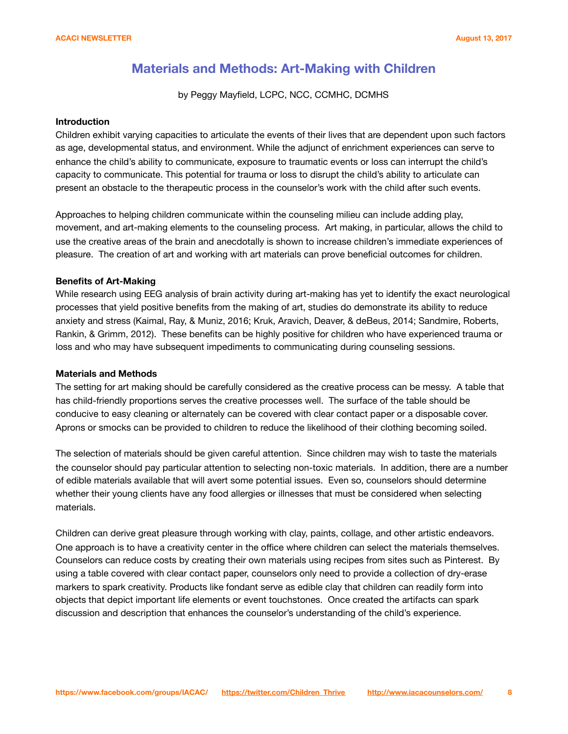# Materials and Methods: Art-Making with Children

by Peggy Mayfield, LCPC, NCC, CCMHC, DCMHS

**Introduction**

Children exhibit varying capacities to articulate the events of their lives that are dependent upon such factors as age, developmental status, and environment. While the adjunct of enrichment experiences can serve to enhance the child's ability to communicate, exposure to traumatic events or loss can interrupt the child's capacity to communicate. This potential for trauma or loss to disrupt the child's ability to articulate can present an obstacle to the therapeutic process in the counselor's work with the child after such events.

Approaches to helping children communicate within the counseling milieu can include adding play, movement, and art-making elements to the counseling process. Art making, in particular, allows the child to use the creative areas of the brain and anecdotally is shown to increase children's immediate experiences of pleasure. The creation of art and working with art materials can prove beneficial outcomes for children.

**Benefits of Art-Making**

While research using EEG analysis of brain activity during art-making has yet to identify the exact neurological processes that yield positive benefits from the making of art, studies do demonstrate its ability to reduce anxiety and stress (Kaimal, Ray, & Muniz, 2016; Kruk, Aravich, Deaver, & deBeus, 2014; Sandmire, Roberts, Rankin, & Grimm, 2012). These benefits can be highly positive for children who have experienced trauma or loss and who may have subsequent impediments to communicating during counseling sessions.

**Materials and Methods**

The setting for art making should be carefully considered as the creative process can be messy. A table that has child-friendly proportions serves the creative processes well. The surface of the table should be conducive to easy cleaning or alternately can be covered with clear contact paper or a disposable cover. Aprons or smocks can be provided to children to reduce the likelihood of their clothing becoming soiled.

The selection of materials should be given careful attention. Since children may wish to taste the materials the counselor should pay particular attention to selecting non-toxic materials. In addition, there are a number of edible materials available that will avert some potential issues. Even so, counselors should determine whether their young clients have any food allergies or illnesses that must be considered when selecting materials.

Children can derive great pleasure through working with clay, paints, collage, and other artistic endeavors. One approach is to have a creativity center in the office where children can select the materials themselves. Counselors can reduce costs by creating their own materials using recipes from sites such as Pinterest. By using a table covered with clear contact paper, counselors only need to provide a collection of dry-erase markers to spark creativity. Products like fondant serve as edible clay that children can readily form into objects that depict important life elements or event touchstones. Once created the artifacts can spark discussion and description that enhances the counselor's understanding of the child's experience.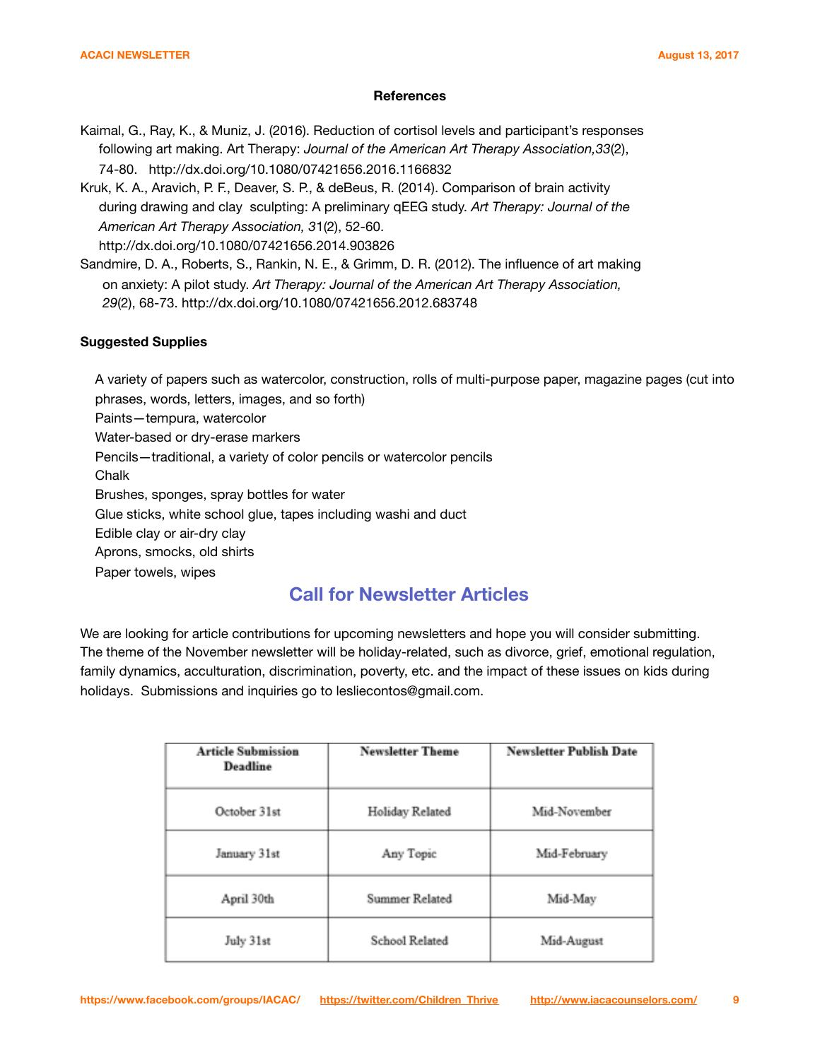### References

Kaimal, G., Ray, K., & Muniz, J. (2016). Reduction of cortisol levels and participant's responses following art making. Art Therapy: *Journal of the American Art Therapy Association,33*(2), 74-80. http://dx.doi.org/10.1080/07421656.2016.1166832

Kruk, K. A., Aravich, P. F., Deaver, S. P., & deBeus, R. (2014). Comparison of brain activity during drawing and clay sculpting: A preliminary qEEG study. *Art Therapy: Journal of the American Art Therapy Association, 3*1(2), 52-60. http://dx.doi.org/10.1080/07421656.2014.903826

Sandmire, D. A., Roberts, S., Rankin, N. E., & Grimm, D. R. (2012). The influence of art making on anxiety: A pilot study. *Art Therapy: Journal of the American Art Therapy Association, 29*(2), 68-73. http://dx.doi.org/10.1080/07421656.2012.683748

**Suggested Supplies**

A variety of papers such as watercolor, construction, rolls of multi-purpose paper, magazine pages (cut into phrases, words, letters, images, and so forth)
Paints—tempura, watercolor
Water-based or dry-erase markers
Pencils—traditional, a variety of color pencils or watercolor pencils
Chalk
Brushes, sponges, spray bottles for water
Glue sticks, white school glue, tapes including washi and duct
Edible clay or air-dry clay
Aprons, smocks, old shirts
Paper towels, wipes

## Call for Newsletter Articles

We are looking for article contributions for upcoming newsletters and hope you will consider submitting. The theme of the November newsletter will be holiday-related, such as divorce, grief, emotional regulation, family dynamics, acculturation, discrimination, poverty, etc. and the impact of these issues on kids during holidays. Submissions and inquiries go to lesliecontos@gmail.com.

| Article Submission Deadline | Newsletter Theme | Newsletter Publish Date |
|---|---|---|
| October 31st | Holiday Related | Mid-November |
| January 31st | Any Topic | Mid-February |
| April 30th | Summer Related | Mid-May |
| July 31st | School Related | Mid-August |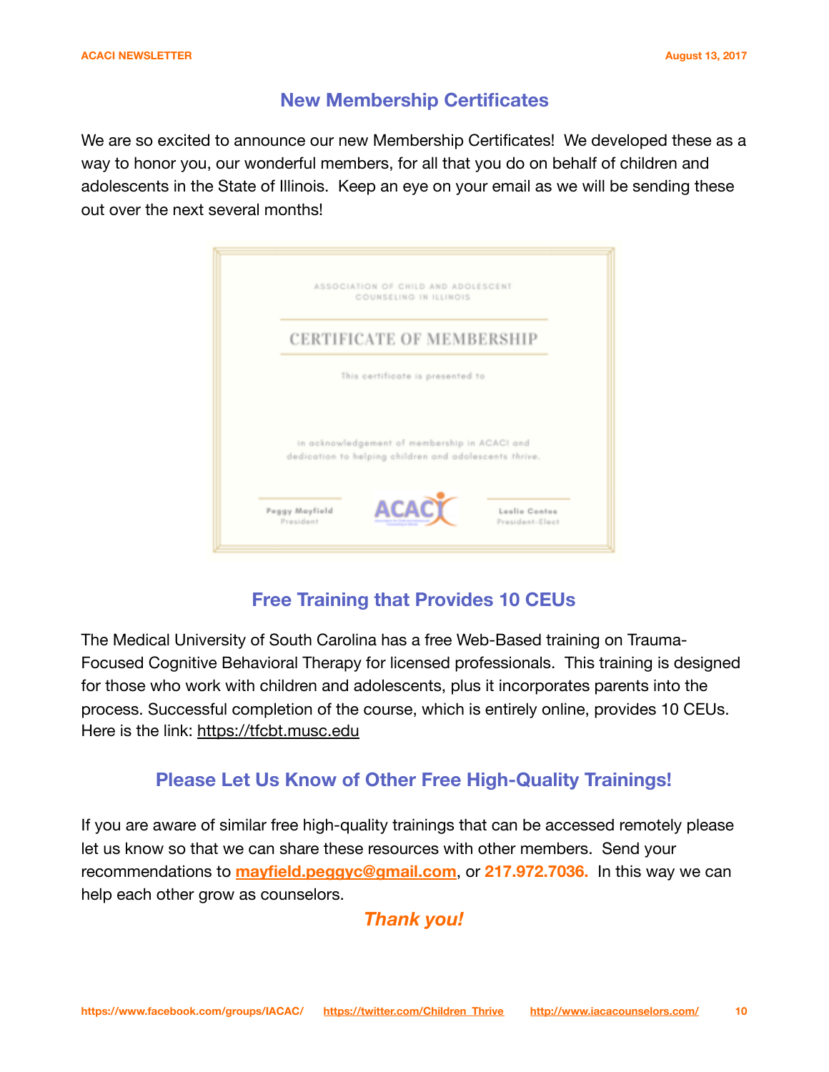## New Membership Certificates

We are so excited to announce our new Membership Certificates! We developed these as a way to honor you, our wonderful members, for all that you do on behalf of children and adolescents in the State of Illinois. Keep an eye on your email as we will be sending these out over the next several months!

ASSOCIATION OF CHILD AND ADOLESCENT COUNSELING IN ILLINOIS

CERTIFICATE OF MEMBERSHIP

This certificate is presented to

in acknowledgement of membership in ACACI and dedication to helping children and adolescents *thrive*.

Peggy Mayfield, President — ACACI — Leslie Contos, President-Elect

## Free Training that Provides 10 CEUs

The Medical University of South Carolina has a free Web-Based training on Trauma-Focused Cognitive Behavioral Therapy for licensed professionals. This training is designed for those who work with children and adolescents, plus it incorporates parents into the process. Successful completion of the course, which is entirely online, provides 10 CEUs. Here is the link: https://tfcbt.musc.edu

## Please Let Us Know of Other Free High-Quality Trainings!

If you are aware of similar free high-quality trainings that can be accessed remotely please let us know so that we can share these resources with other members. Send your recommendations to **mayfield.peggyc@gmail.com**, or **217.972.7036.** In this way we can help each other grow as counselors.

***Thank you!***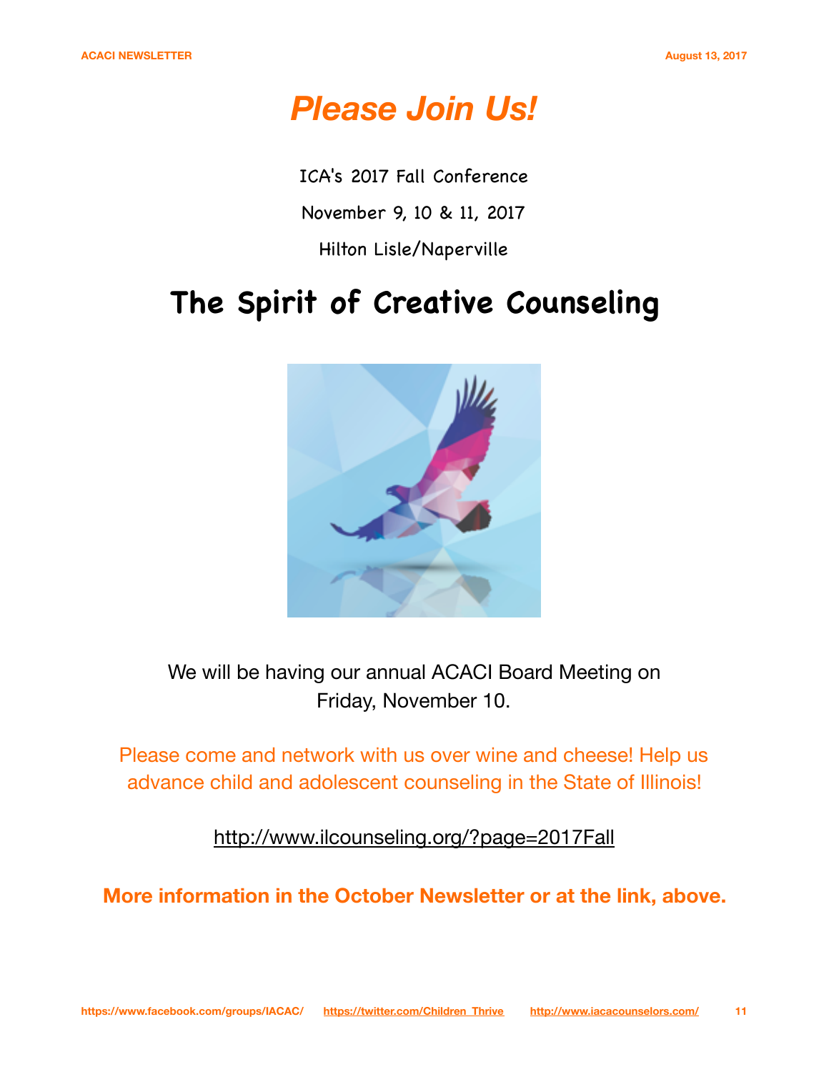# *Please Join Us!*

ICA's 2017 Fall Conference

November 9, 10 & 11, 2017

Hilton Lisle/Naperville

## The Spirit of Creative Counseling

We will be having our annual ACACI Board Meeting on Friday, November 10.

Please come and network with us over wine and cheese! Help us advance child and adolescent counseling in the State of Illinois!

http://www.ilcounseling.org/?page=2017Fall

**More information in the October Newsletter or at the link, above.**